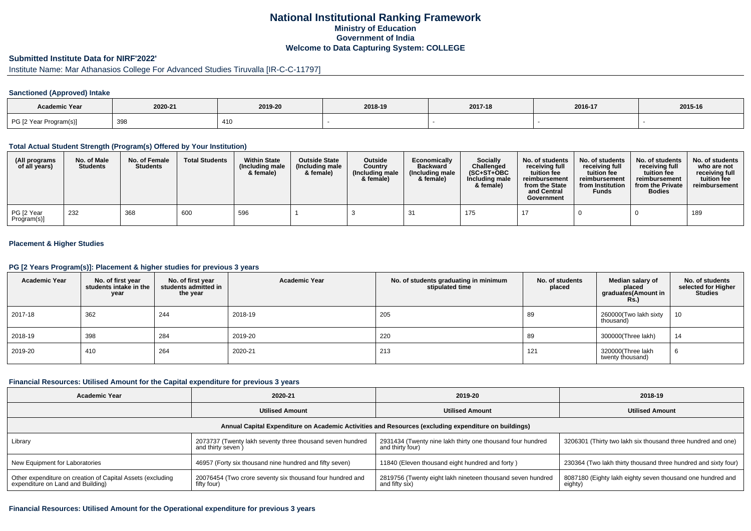# National Institutional Ranking Framework

### Ministry of Education
### Government of India
### Welcome to Data Capturing System: COLLEGE

## Submitted Institute Data for NIRF'2022'

Institute Name: Mar Athanasios College For Advanced Studies Tiruvalla [IR-C-C-11797]

### Sanctioned (Approved) Intake

| Academic Year | 2020-21 | 2019-20 | 2018-19 | 2017-18 | 2016-17 | 2015-16 |
|---|---|---|---|---|---|---|
| PG [2 Year Program(s)] | 398 | 410 | - | - | - | - |

### Total Actual Student Strength (Program(s) Offered by Your Institution)

| (All programs of all years) | No. of Male Students | No. of Female Students | Total Students | Within State (Including male & female) | Outside State (Including male & female) | Outside Country (Including male & female) | Economically Backward (Including male & female) | Socially Challenged (SC+ST+OBC Including male & female) | No. of students receiving full tuition fee reimbursement from the State and Central Government | No. of students receiving full tuition fee reimbursement from Institution Funds | No. of students receiving full tuition fee reimbursement from the Private Bodies | No. of students who are not receiving full tuition fee reimbursement |
|---|---|---|---|---|---|---|---|---|---|---|---|---|
| PG [2 Year Program(s)] | 232 | 368 | 600 | 596 | 1 | 3 | 31 | 175 | 17 | 0 | 0 | 189 |

### Placement & Higher Studies

### PG [2 Years Program(s)]: Placement & higher studies for previous 3 years

| Academic Year | No. of first year students intake in the year | No. of first year students admitted in the year | Academic Year | No. of students graduating in minimum stipulated time | No. of students placed | Median salary of placed graduates(Amount in Rs.) | No. of students selected for Higher Studies |
|---|---|---|---|---|---|---|---|
| 2017-18 | 362 | 244 | 2018-19 | 205 | 89 | 260000(Two lakh sixty thousand) | 10 |
| 2018-19 | 398 | 284 | 2019-20 | 220 | 89 | 300000(Three lakh) | 14 |
| 2019-20 | 410 | 264 | 2020-21 | 213 | 121 | 320000(Three lakh twenty thousand) | 6 |

### Financial Resources: Utilised Amount for the Capital expenditure for previous 3 years

| Academic Year | 2020-21 | 2019-20 | 2018-19 |
|---|---|---|---|
| | Utilised Amount | Utilised Amount | Utilised Amount |
| Annual Capital Expenditure on Academic Activities and Resources (excluding expenditure on buildings) | | | |
| Library | 2073737 (Twenty lakh seventy three thousand seven hundred and thirty seven ) | 2931434 (Twenty nine lakh thirty one thousand four hundred and thirty four) | 3206301 (Thirty two lakh six thousand three hundred and one) |
| New Equipment for Laboratories | 46957 (Forty six thousand nine hundred and fifty seven) | 11840 (Eleven thousand eight hundred and forty ) | 230364 (Two lakh thirty thousand three hundred and sixty four) |
| Other expenditure on creation of Capital Assets (excluding expenditure on Land and Building) | 20076454 (Two crore seventy six thousand four hundred and fifty four) | 2819756 (Twenty eight lakh nineteen thousand seven hundred and fifty six) | 8087180 (Eighty lakh eighty seven thousand one hundred and eighty) |

### Financial Resources: Utilised Amount for the Operational expenditure for previous 3 years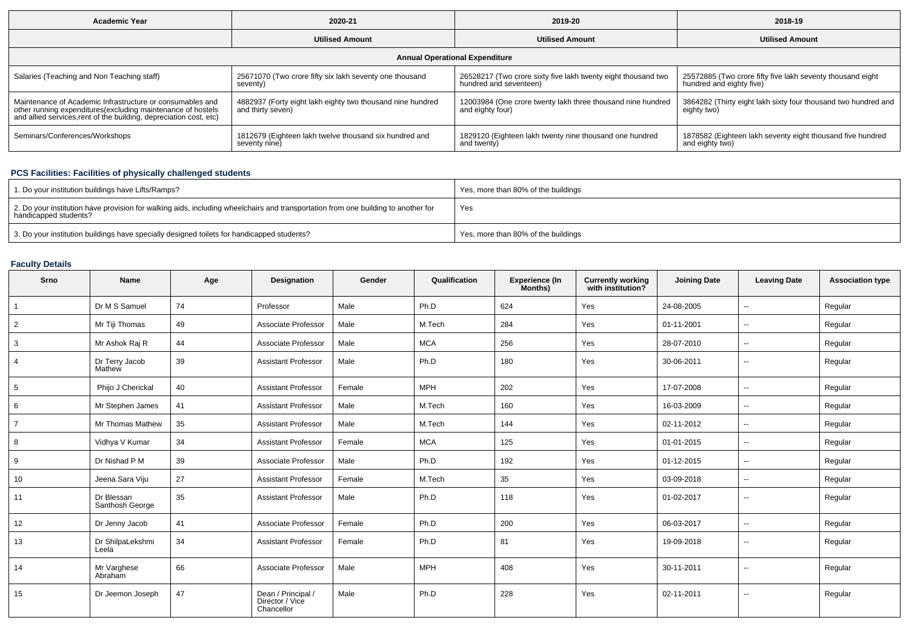| Academic Year | 2020-21 | 2019-20 | 2018-19 |
|---|---|---|---|
| | Utilised Amount | Utilised Amount | Utilised Amount |
| Annual Operational Expenditure | | | |
| Salaries (Teaching and Non Teaching staff) | 25671070 (Two crore fifty six lakh seventy one thousand seventy) | 26528217 (Two crore sixty five lakh twenty eight thousand two hundred and seventeen) | 25572885 (Two crore fifty five lakh seventy thousand eight hundred and eighty five) |
| Maintenance of Academic Infrastructure or consumables and other running expenditures(excluding maintenance of hostels and allied services,rent of the building, depreciation cost, etc) | 4882937 (Forty eight lakh eighty two thousand nine hundred and thirty seven) | 12003984 (One crore twenty lakh three thousand nine hundred and eighty four) | 3864282 (Thirty eight lakh sixty four thousand two hundred and eighty two) |
| Seminars/Conferences/Workshops | 1812679 (Eighteen lakh twelve thousand six hundred and seventy nine) | 1829120 (Eighteen lakh twenty nine thousand one hundred and twenty) | 1878582 (Eighteen lakh seventy eight thousand five hundred and eighty two) |

### PCS Facilities: Facilities of physically challenged students

| | |
|---|---|
| 1. Do your institution buildings have Lifts/Ramps? | Yes, more than 80% of the buildings |
| 2. Do your institution have provision for walking aids, including wheelchairs and transportation from one building to another for handicapped students? | Yes |
| 3. Do your institution buildings have specially designed toilets for handicapped students? | Yes, more than 80% of the buildings |

### Faculty Details

| Srno | Name | Age | Designation | Gender | Qualification | Experience (In Months) | Currently working with institution? | Joining Date | Leaving Date | Association type |
|---|---|---|---|---|---|---|---|---|---|---|
| 1 | Dr M S Samuel | 74 | Professor | Male | Ph.D | 624 | Yes | 24-08-2005 | -- | Regular |
| 2 | Mr Tiji Thomas | 49 | Associate Professor | Male | M.Tech | 284 | Yes | 01-11-2001 | -- | Regular |
| 3 | Mr Ashok Raj R | 44 | Associate Professor | Male | MCA | 256 | Yes | 28-07-2010 | -- | Regular |
| 4 | Dr Terry Jacob Mathew | 39 | Assistant Professor | Male | Ph.D | 180 | Yes | 30-06-2011 | -- | Regular |
| 5 | Phijo J Cherickal | 40 | Assistant Professor | Female | MPH | 202 | Yes | 17-07-2008 | -- | Regular |
| 6 | Mr Stephen James | 41 | Assistant Professor | Male | M.Tech | 160 | Yes | 16-03-2009 | -- | Regular |
| 7 | Mr Thomas Mathew | 35 | Assistant Professor | Male | M.Tech | 144 | Yes | 02-11-2012 | -- | Regular |
| 8 | Vidhya V Kumar | 34 | Assistant Professor | Female | MCA | 125 | Yes | 01-01-2015 | -- | Regular |
| 9 | Dr Nishad P M | 39 | Associate Professor | Male | Ph.D | 192 | Yes | 01-12-2015 | -- | Regular |
| 10 | Jeena Sara Viju | 27 | Assistant Professor | Female | M.Tech | 35 | Yes | 03-09-2018 | -- | Regular |
| 11 | Dr Blessan Santhosh George | 35 | Assistant Professor | Male | Ph.D | 118 | Yes | 01-02-2017 | -- | Regular |
| 12 | Dr Jenny Jacob | 41 | Associate Professor | Female | Ph.D | 200 | Yes | 06-03-2017 | -- | Regular |
| 13 | Dr ShilpaLekshmi Leela | 34 | Assistant Professor | Female | Ph.D | 81 | Yes | 19-09-2018 | -- | Regular |
| 14 | Mr Varghese Abraham | 66 | Associate Professor | Male | MPH | 408 | Yes | 30-11-2011 | -- | Regular |
| 15 | Dr Jeemon Joseph | 47 | Dean / Principal / Director / Vice Chancellor | Male | Ph.D | 228 | Yes | 02-11-2011 | -- | Regular |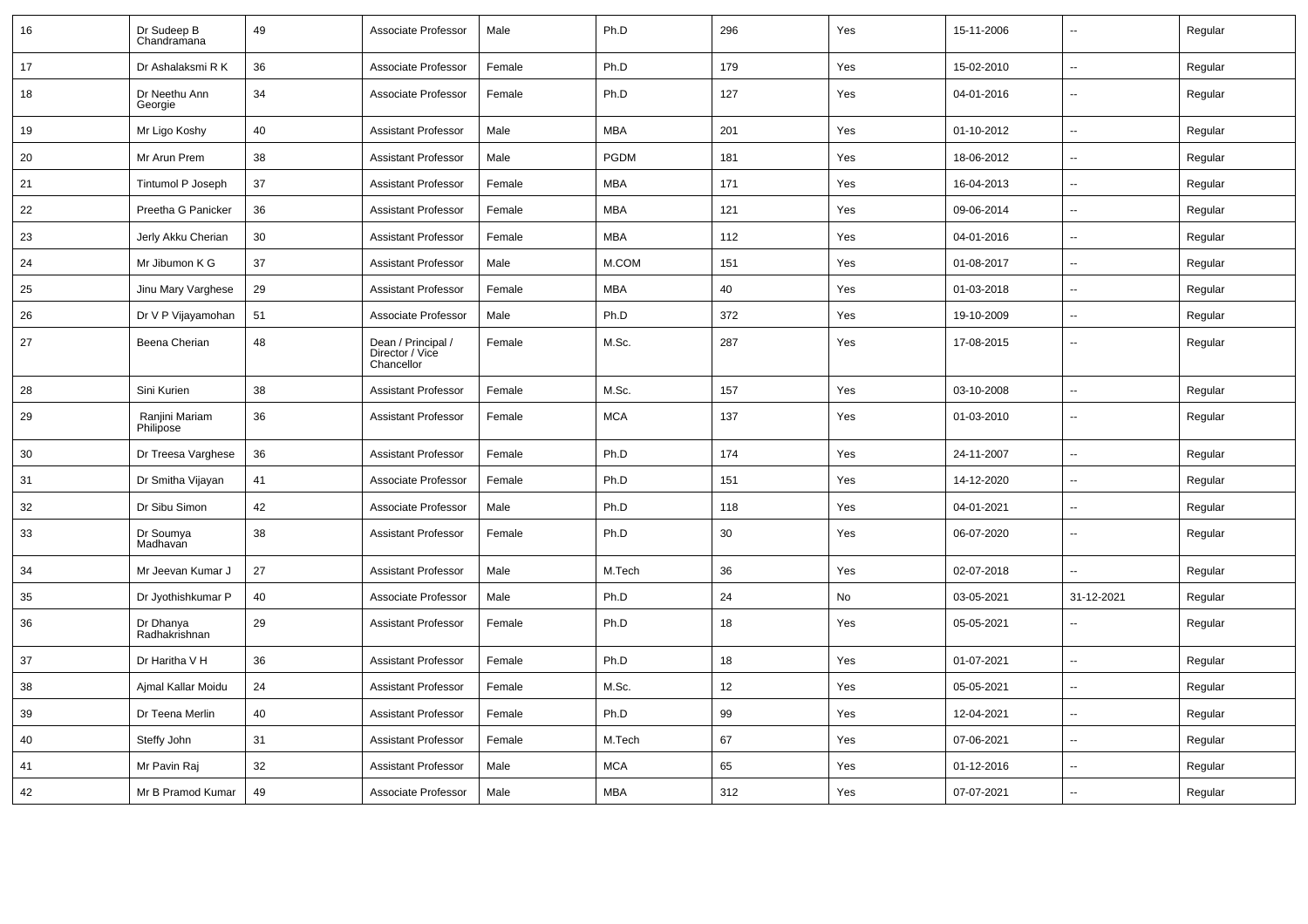| | | | | | | | | | | |
|---|---|---|---|---|---|---|---|---|---|---|
| 16 | Dr Sudeep B Chandramana | 49 | Associate Professor | Male | Ph.D | 296 | Yes | 15-11-2006 | -- | Regular |
| 17 | Dr Ashalaksmi R K | 36 | Associate Professor | Female | Ph.D | 179 | Yes | 15-02-2010 | -- | Regular |
| 18 | Dr Neethu Ann Georgie | 34 | Associate Professor | Female | Ph.D | 127 | Yes | 04-01-2016 | -- | Regular |
| 19 | Mr Ligo Koshy | 40 | Assistant Professor | Male | MBA | 201 | Yes | 01-10-2012 | -- | Regular |
| 20 | Mr Arun Prem | 38 | Assistant Professor | Male | PGDM | 181 | Yes | 18-06-2012 | -- | Regular |
| 21 | Tintumol P Joseph | 37 | Assistant Professor | Female | MBA | 171 | Yes | 16-04-2013 | -- | Regular |
| 22 | Preetha G Panicker | 36 | Assistant Professor | Female | MBA | 121 | Yes | 09-06-2014 | -- | Regular |
| 23 | Jerly Akku Cherian | 30 | Assistant Professor | Female | MBA | 112 | Yes | 04-01-2016 | -- | Regular |
| 24 | Mr Jibumon K G | 37 | Assistant Professor | Male | M.COM | 151 | Yes | 01-08-2017 | -- | Regular |
| 25 | Jinu Mary Varghese | 29 | Assistant Professor | Female | MBA | 40 | Yes | 01-03-2018 | -- | Regular |
| 26 | Dr V P Vijayamohan | 51 | Associate Professor | Male | Ph.D | 372 | Yes | 19-10-2009 | -- | Regular |
| 27 | Beena Cherian | 48 | Dean / Principal / Director / Vice Chancellor | Female | M.Sc. | 287 | Yes | 17-08-2015 | -- | Regular |
| 28 | Sini Kurien | 38 | Assistant Professor | Female | M.Sc. | 157 | Yes | 03-10-2008 | -- | Regular |
| 29 | Ranjini Mariam Philipose | 36 | Assistant Professor | Female | MCA | 137 | Yes | 01-03-2010 | -- | Regular |
| 30 | Dr Treesa Varghese | 36 | Assistant Professor | Female | Ph.D | 174 | Yes | 24-11-2007 | -- | Regular |
| 31 | Dr Smitha Vijayan | 41 | Associate Professor | Female | Ph.D | 151 | Yes | 14-12-2020 | -- | Regular |
| 32 | Dr Sibu Simon | 42 | Associate Professor | Male | Ph.D | 118 | Yes | 04-01-2021 | -- | Regular |
| 33 | Dr Soumya Madhavan | 38 | Assistant Professor | Female | Ph.D | 30 | Yes | 06-07-2020 | -- | Regular |
| 34 | Mr Jeevan Kumar J | 27 | Assistant Professor | Male | M.Tech | 36 | Yes | 02-07-2018 | -- | Regular |
| 35 | Dr Jyothishkumar P | 40 | Associate Professor | Male | Ph.D | 24 | No | 03-05-2021 | 31-12-2021 | Regular |
| 36 | Dr Dhanya Radhakrishnan | 29 | Assistant Professor | Female | Ph.D | 18 | Yes | 05-05-2021 | -- | Regular |
| 37 | Dr Haritha V H | 36 | Assistant Professor | Female | Ph.D | 18 | Yes | 01-07-2021 | -- | Regular |
| 38 | Ajmal Kallar Moidu | 24 | Assistant Professor | Female | M.Sc. | 12 | Yes | 05-05-2021 | -- | Regular |
| 39 | Dr Teena Merlin | 40 | Assistant Professor | Female | Ph.D | 99 | Yes | 12-04-2021 | -- | Regular |
| 40 | Steffy John | 31 | Assistant Professor | Female | M.Tech | 67 | Yes | 07-06-2021 | -- | Regular |
| 41 | Mr Pavin Raj | 32 | Assistant Professor | Male | MCA | 65 | Yes | 01-12-2016 | -- | Regular |
| 42 | Mr B Pramod Kumar | 49 | Associate Professor | Male | MBA | 312 | Yes | 07-07-2021 | -- | Regular |